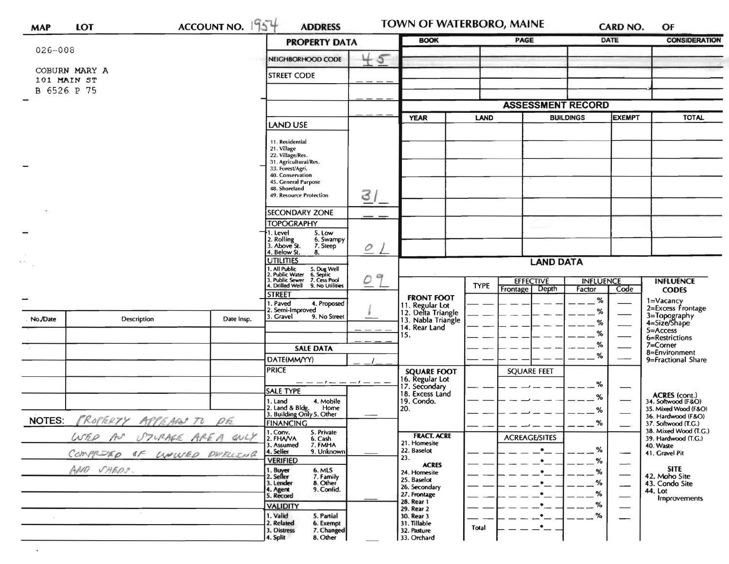| MAP | LOT | ACCOUNT NO. 1954 | ADDRESS | TOWN OF WATERBORO, MAINE | CARD NO. | OF |
|---|---|---|---|---|---|---|

026-008

COBURN MARY A
101 MAIN ST
B 6526 P 75

## PROPERTY DATA

| Field | Value |
|---|---|
| NEIGHBORHOOD CODE | 45 |
| STREET CODE | |
| | |
| | |
| LAND USE (11. Residential, 21. Village, 22. Village/Res., 31. Agricultural/Res., 33. Forest/Agri., 40. Conservation, 45. General Purpose, 48. Shoreland, 49. Resource Protection) | 31 |
| SECONDARY ZONE | |
| TOPOGRAPHY (1. Level, 2. Rolling, 3. Above St., 4. Below St., 5. Low, 6. Swampy, 7. Steep, 8.) | 01 |
| UTILITIES (1. All Public, 2. Public Water, 3. Public Sewer, 4. Drilled Well, 5. Dug Well, 6. Septic, 7. Cess Pool, 9. No Utilities) | 09 |
| STREET (1. Paved, 2. Semi-Improved, 3. Gravel, 4. Proposed, 9. No Street) | 1 |

### SALE DATA

| Field | Value |
|---|---|
| DATE(MM/YY) | / |
| PRICE | |
| SALE TYPE (1. Land, 2. Land & Bldg., 3. Building Only, 4. Mobile Home, 5. Other) | |
| FINANCING (1. Conv., 2. FHA/VA, 3. Assumed, 4. Seller, 5. Private, 6. Cash, 7. FMHA, 9. Unknown) | |
| VERIFIED (1. Buyer, 2. Seller, 3. Lender, 4. Agent, 5. Record, 6. MLS, 7. Family, 8. Other, 9. Confid.) | |
| VALIDITY (1. Valid, 2. Related, 3. Distress, 4. Split, 5. Partial, 6. Exempt, 7. Changed, 8. Other) | |

| BOOK | PAGE | DATE | CONSIDERATION |
|---|---|---|---|
| | | | |
| | | | |
| | | | |
| | | | |

## ASSESSMENT RECORD

| YEAR | LAND | BUILDINGS | EXEMPT | TOTAL |
|---|---|---|---|---|
| | | | | |
| | | | | |
| | | | | |
| | | | | |
| | | | | |
| | | | | |
| | | | | |

## LAND DATA

| | TYPE | EFFECTIVE Frontage | EFFECTIVE Depth | INFLUENCE Factor | INFLUENCE Code |
|---|---|---|---|---|---|
| FRONT FOOT: 11. Regular Lot, 12. Delta Triangle, 13. Nabla Triangle, 14. Rear Land, 15. | | | | % | |
| SQUARE FOOT: 16. Regular Lot, 17. Secondary, 18. Excess Land, 19. Condo., 20. | | SQUARE FEET | | % | |
| FRACT. ACRE: 21. Homesite, 22. Baselot, 23. ACRES: 24. Homesite, 25. Baselot, 26. Secondary, 27. Frontage, 28. Rear 1, 29. Rear 2, 30. Rear 3, 31. Tillable, 32. Pasture, 33. Orchard | Total | ACREAGE/SITES | | % | |

INFLUENCE CODES: 1=Vacancy, 2=Excess Frontage, 3=Topography, 4=Size/Shape, 5=Access, 6=Restrictions, 7=Corner, 8=Environment, 9=Fractional Share

ACRES (cont.): 34. Softwood (F&O), 35. Mixed Wood (F&O), 36. Hardwood (F&O), 37. Softwood (T.G.), 38. Mixed Wood (T.G.), 39. Hardwood (T.G.), 40. Waste, 41. Gravel Pit

SITE: 42. Moho Site, 43. Condo Site, 44. Lot Improvements

| No./Date | Description | Date Insp. |
|---|---|---|
| | | |
| | | |
| | | |
| | | |
| | | |

NOTES: PROPERTY APPEARS TO BE USED AS STORAGE AREA ONLY COMPRISED OF UNUSED DWELLING AND SHEDS.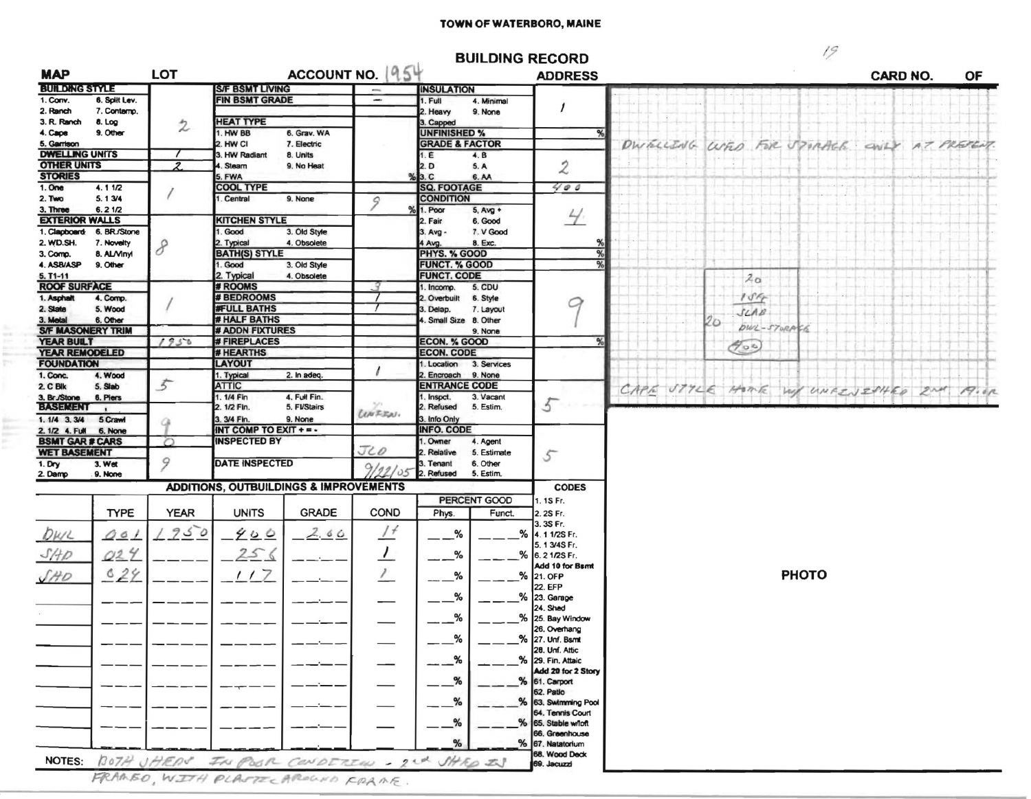# TOWN OF WATERBORO, MAINE

## BUILDING RECORD

19

**MAP** | **LOT** | **ACCOUNT NO.** 1954 | **ADDRESS** | **CARD NO.** OF

| BUILDING STYLE | | S/F BSMT LIVING | — | INSULATION | |
|---|---|---|---|---|---|
| 1. Conv. 6. Split Lev. 2. Ranch 7. Contemp. 3. R. Ranch 8. Log 4. Cape 9. Other 5. Garrison | 2 | FIN BSMT GRADE | — | 1. Full 4. Minimal 2. Heavy 9. None 3. Capped | 1 |
| | | HEAT TYPE | | UNFINISHED % | % |
| | | 1. HW BB 6. Grav. WA 2. HW CI 7. Electric 3. HW Radiant 8. Units 4. Steam 9. No Heat 5. FWA | % | GRADE & FACTOR | |
| DWELLING UNITS | 1 | | | 1. E 4. B 2. D 5. A 3. C 6. AA | 2 |
| OTHER UNITS | 2 | | | SQ. FOOTAGE | 400 |
| STORIES | | COOL TYPE | | CONDITION | |
| 1. One 4. 1 1/2 2. Two 5. 1 3/4 3. Three 6. 2 1/2 | 1 | 1. Central 9. None | 9 % | 1. Poor 5. Avg + 2. Fair 6. Good 3. Avg - 7. V Good 4. Avg. 8. Exc. | 4 |
| EXTERIOR WALLS | | KITCHEN STYLE | | | % |
| 1. Clapboard 6. BR/Stone 2. WD.SH. 7. Novelty 3. Comp. 8. AL/Vinyl 4. ASB/ASP 9. Other 5. T1-11 | 8 | 1. Good 3. Old Style 2. Typical 4. Obsolete | | PHYS. % GOOD | % |
| | | BATH(S) STYLE | | FUNCT. % GOOD | % |
| | | 1. Good 3. Old Style 2. Typical 4. Obsolete | | FUNCT. CODE | |
| ROOF SURFACE | | # ROOMS | 3 | 1. Incomp. 5. CDU 2. Overbuilt 6. Style 3. Delap. 7. Layout 4. Small Size 8. Other 9. None | 9 |
| 1. Asphalt 4. Comp. 2. Slate 5. Wood 3. Metal 6. Other | 1 | # BEDROOMS | 1 | | |
| | | #FULL BATHS | 1 | | |
| | | # HALF BATHS | | | |
| S/F MASONERY TRIM | | # ADDN FIXTURES | | | |
| YEAR BUILT | 1950 | # FIREPLACES | | ECON. % GOOD | % |
| YEAR REMODELED | | # HEARTHS | | ECON. CODE | |
| FOUNDATION | | LAYOUT | | 1. Location 3. Services 2. Encroach 9. None | |
| 1. Conc. 4. Wood 2. C Blk 5. Slab 3. Br./Stone 6. Piers | 5 | 1. Typical 2. In adeq. | 1 | ENTRANCE CODE | |
| BASEMENT | | ATTIC | | 1. Inspct. 3. Vacant 2. Refused 5. Estim. 3. Info Only | 5 |
| 1. 1/4 3. 3/4 5 Crawl 2. 1/2 4. Full 6. None | 9 | 1. 1/4 Fin 4. Full Fin. 2. 1/2 Fin. 5. Fl/Stairs 3. 3/4 Fin. 9. None | UNFIN. | | |
| BSMT GAR # CARS | 0 | INT COMP TO EXIT + = - | | INFO. CODE | |
| WET BASEMENT | | INSPECTED BY | JLO | 1. Owner 4. Agent 2. Relative 5. Estimate 3. Tenant 6. Other | 5 |
| 1. Dry 3. Wet 2. Damp 9. None | 9 | DATE INSPECTED | 9/22/05 | 2. Refused 5. Estim. | |

DWELLING USED FOR STORAGE ONLY AT PRESENT.

20
20
1 SFL
SLAB
DWL-STORAGE
(400)

CAPE STYLE HOME W/ UNFINISHED 2ND FLOOR

### ADDITIONS, OUTBUILDINGS & IMPROVEMENTS

| | TYPE | YEAR | UNITS | GRADE | COND | PERCENT GOOD Phys. | Funct. |
|---|---|---|---|---|---|---|---|
| DWL | 001 | 1950 | 400 | 2.00 | 14 | % | % |
| SHD | 024 | | 256 | | 1 | % | % |
| SHD | 024 | | 117 | | 1 | % | % |
| | | | | | | % | % |
| | | | | | | % | % |
| | | | | | | % | % |
| | | | | | | % | % |
| | | | | | | % | % |
| | | | | | | % | % |
| | | | | | | % | % |
| | | | | | | % | % |

**CODES**
1. 1S Fr.
2. 2S Fr.
3. 3S Fr.
4. 1 1/2S Fr.
5. 1 3/4S Fr.
6. 2 1/2S Fr.
Add 10 for Bsmt
21. OFP
22. EFP
23. Garage
24. Shed
25. Bay Window
26. Overhang
27. Unf. Bsmt
28. Unf. Attic
29. Fin. Attaic
Add 20 for 2 Story
61. Carport
62. Patio
63. Swimming Pool
64. Tennis Court
65. Stable w/loft
66. Greenhouse
67. Natatorium
68. Wood Deck
69. Jacuzzi

PHOTO

NOTES: BOTH SHEDS IN POOR CONDITION - 2ND SHED IS FRAMED, WITH PLASTIC AROUND FRAME.